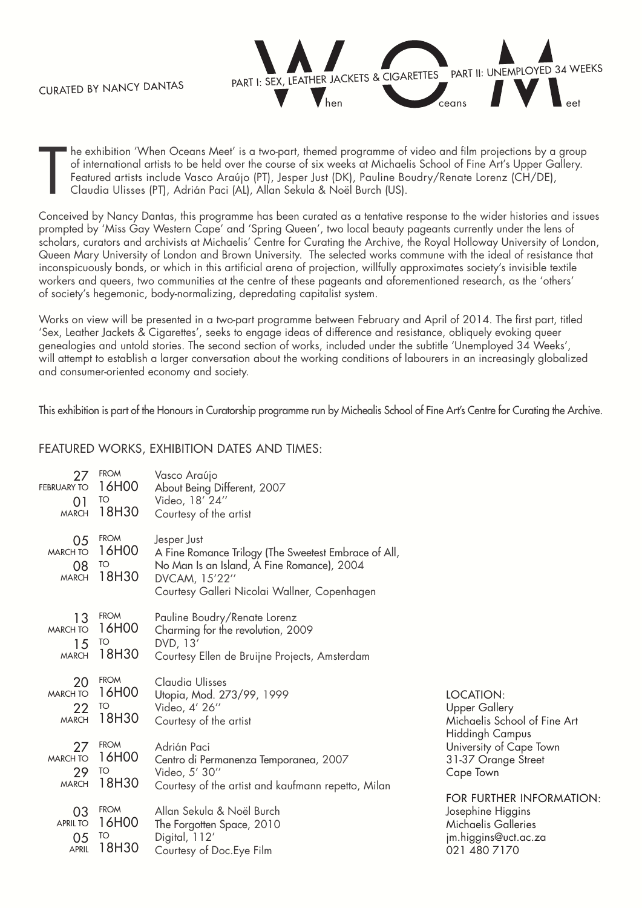CURATED BY NANCY DANTAS

# When Oceans Meet

PART I: SEX, LEATHER JACKETS & CIGARETTES

PART II: UNEMPLOYED 34 WEEKS

The exhibition 'When Oceans Meet' is a two-part, themed programme of video and film projections by a group of international artists to be held over the course of six weeks at Michaelis School of Fine Art's Upper Gallery. Featured artists include Vasco Araújo (PT), Jesper Just (DK), Pauline Boudry/Renate Lorenz (CH/DE), Claudia Ulisses (PT), Adrián Paci (AL), Allan Sekula & Noël Burch (US).

Conceived by Nancy Dantas, this programme has been curated as a tentative response to the wider histories and issues prompted by 'Miss Gay Western Cape' and 'Spring Queen', two local beauty pageants currently under the lens of scholars, curators and archivists at Michaelis' Centre for Curating the Archive, the Royal Holloway University of London, Queen Mary University of London and Brown University. The selected works commune with the ideal of resistance that inconspicuously bonds, or which in this artificial arena of projection, willfully approximates society's invisible textile workers and queers, two communities at the centre of these pageants and aforementioned research, as the 'others' of society's hegemonic, body-normalizing, depredating capitalist system.

Works on view will be presented in a two-part programme between February and April of 2014. The first part, titled 'Sex, Leather Jackets & Cigarettes', seeks to engage ideas of difference and resistance, obliquely evoking queer genealogies and untold stories. The second section of works, included under the subtitle 'Unemployed 34 Weeks', will attempt to establish a larger conversation about the working conditions of labourers in an increasingly globalized and consumer-oriented economy and society.

This exhibition is part of the Honours in Curatorship programme run by Michealis School of Fine Art's Centre for Curating the Archive.

## FEATURED WORKS, EXHIBITION DATES AND TIMES:

| Dates | Times | Work |
|---|---|---|
| 27 FEBRUARY TO 01 MARCH | FROM 16H00 TO 18H30 | Vasco Araújo<br>About Being Different, 2007<br>Video, 18' 24''<br>Courtesy of the artist |
| 05 MARCH TO 08 MARCH | FROM 16H00 TO 18H30 | Jesper Just<br>A Fine Romance Trilogy (The Sweetest Embrace of All, No Man Is an Island, A Fine Romance), 2004<br>DVCAM, 15'22''<br>Courtesy Galleri Nicolai Wallner, Copenhagen |
| 13 MARCH TO 15 MARCH | FROM 16H00 TO 18H30 | Pauline Boudry/Renate Lorenz<br>Charming for the revolution, 2009<br>DVD, 13'<br>Courtesy Ellen de Bruijne Projects, Amsterdam |
| 20 MARCH TO 22 MARCH | FROM 16H00 TO 18H30 | Claudia Ulisses<br>Utopia, Mod. 273/99, 1999<br>Video, 4' 26''<br>Courtesy of the artist |
| 27 MARCH TO 29 MARCH | FROM 16H00 TO 18H30 | Adrián Paci<br>Centro di Permanenza Temporanea, 2007<br>Video, 5' 30''<br>Courtesy of the artist and kaufmann repetto, Milan |
| 03 APRIL TO 05 APRIL | FROM 16H00 TO 18H30 | Allan Sekula & Noël Burch<br>The Forgotten Space, 2010<br>Digital, 112'<br>Courtesy of Doc.Eye Film |

LOCATION:
Upper Gallery
Michaelis School of Fine Art
Hiddingh Campus
University of Cape Town
31-37 Orange Street
Cape Town

FOR FURTHER INFORMATION:
Josephine Higgins
Michaelis Galleries
jm.higgins@uct.ac.za
021 480 7170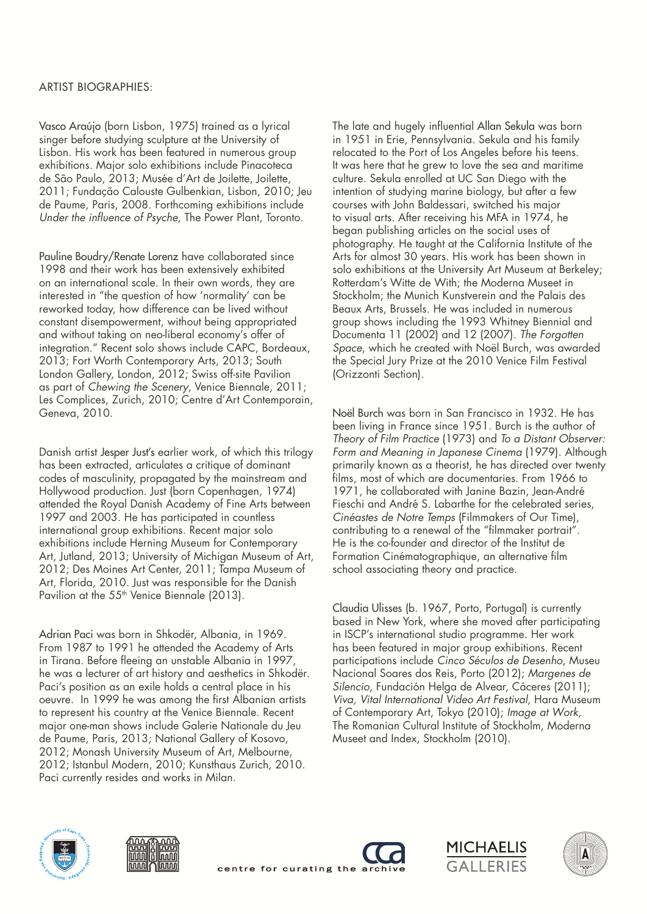ARTIST BIOGRAPHIES:

Vasco Araújo (born Lisbon, 1975) trained as a lyrical singer before studying sculpture at the University of Lisbon. His work has been featured in numerous group exhibitions. Major solo exhibitions include Pinacoteca de São Paulo, 2013; Musée d'Art de Joilette, Joilette, 2011; Fundação Calouste Gulbenkian, Lisbon, 2010; Jeu de Paume, Paris, 2008. Forthcoming exhibitions include *Under the influence of Psyche*, The Power Plant, Toronto.

Pauline Boudry/Renate Lorenz have collaborated since 1998 and their work has been extensively exhibited on an international scale. In their own words, they are interested in "the question of how 'normality' can be reworked today, how difference can be lived without constant disempowerment, without being appropriated and without taking on neo-liberal economy's offer of integration." Recent solo shows include CAPC, Bordeaux, 2013; Fort Worth Contemporary Arts, 2013; South London Gallery, London, 2012; Swiss off-site Pavilion as part of *Chewing the Scenery*, Venice Biennale, 2011; Les Complices, Zurich, 2010; Centre d'Art Contemporain, Geneva, 2010.

Danish artist Jesper Just's earlier work, of which this trilogy has been extracted, articulates a critique of dominant codes of masculinity, propagated by the mainstream and Hollywood production. Just (born Copenhagen, 1974) attended the Royal Danish Academy of Fine Arts between 1997 and 2003. He has participated in countless international group exhibitions. Recent major solo exhibitions include Herning Museum for Contemporary Art, Jutland, 2013; University of Michigan Museum of Art, 2012; Des Moines Art Center, 2011; Tampa Museum of Art, Florida, 2010. Just was responsible for the Danish Pavilion at the 55th Venice Biennale (2013).

Adrian Paci was born in Shkodër, Albania, in 1969. From 1987 to 1991 he attended the Academy of Arts in Tirana. Before fleeing an unstable Albania in 1997, he was a lecturer of art history and aesthetics in Shkodër. Paci's position as an exile holds a central place in his oeuvre. In 1999 he was among the first Albanian artists to represent his country at the Venice Biennale. Recent major one-man shows include Galerie Nationale du Jeu de Paume, Paris, 2013; National Gallery of Kosovo, 2012; Monash University Museum of Art, Melbourne, 2012; Istanbul Modern, 2010; Kunsthaus Zurich, 2010. Paci currently resides and works in Milan.

The late and hugely influential Allan Sekula was born in 1951 in Erie, Pennsylvania. Sekula and his family relocated to the Port of Los Angeles before his teens. It was here that he grew to love the sea and maritime culture. Sekula enrolled at UC San Diego with the intention of studying marine biology, but after a few courses with John Baldessari, switched his major to visual arts. After receiving his MFA in 1974, he began publishing articles on the social uses of photography. He taught at the California Institute of the Arts for almost 30 years. His work has been shown in solo exhibitions at the University Art Museum at Berkeley; Rotterdam's Witte de With; the Moderna Museet in Stockholm; the Munich Kunstverein and the Palais des Beaux Arts, Brussels. He was included in numerous group shows including the 1993 Whitney Biennial and Documenta 11 (2002) and 12 (2007). *The Forgotten Space*, which he created with Noël Burch, was awarded the Special Jury Prize at the 2010 Venice Film Festival (Orizzonti Section).

Noël Burch was born in San Francisco in 1932. He has been living in France since 1951. Burch is the author of *Theory of Film Practice* (1973) and *To a Distant Observer: Form and Meaning in Japanese Cinema* (1979). Although primarily known as a theorist, he has directed over twenty films, most of which are documentaries. From 1966 to 1971, he collaborated with Janine Bazin, Jean-André Fieschi and André S. Labarthe for the celebrated series, *Cinéastes de Notre Temps* (Filmmakers of Our Time), contributing to a renewal of the "filmmaker portrait". He is the co-founder and director of the Institut de Formation Cinématographique, an alternative film school associating theory and practice.

Claudia Ulisses (b. 1967, Porto, Portugal) is currently based in New York, where she moved after participating in ISCP's international studio programme. Her work has been featured in major group exhibitions. Recent participations include *Cinco Séculos de Desenho*, Museu Nacional Soares dos Reis, Porto (2012); *Margenes de Silencio*, Fundación Helga de Alvear, Cáceres (2011); *Viva, Vital International Video Art Festival*, Hara Museum of Contemporary Art, Tokyo (2010); *Image at Work*, The Romanian Cultural Institute of Stockholm, Moderna Museet and Index, Stockholm (2010).

centre for curating the archive

MICHAELIS GALLERIES